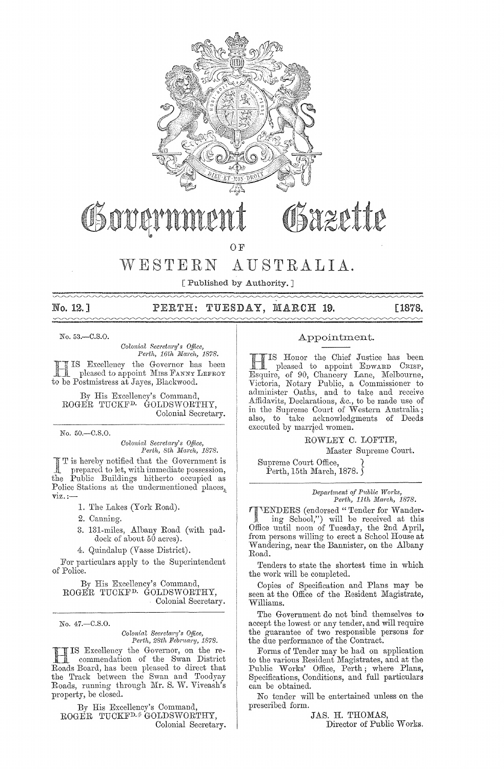# Government Gazette

OF

# WESTERN AUSTRALIA.

[ Published by Authority. ]

**No. 12.] PERTH: TUESDAY, MARCH 19. [1878.**

No. 53.—C.S.O.

*Colonial Secretary's Office,*
*Perth, 16th March, 1878.*

HIS Excellency the Governor has been pleased to appoint MISS FANNY LEFROY to be Postmistress at Jayes, Blackwood.

By His Excellency's Command,
ROGER TUCKFD. GOLDSWORTHY,
Colonial Secretary.

---

No. 50.—C.S.O.

*Colonial Secretary's Office,*
*Perth, 8th March, 1878.*

IT is hereby notified that the Government is prepared to let, with immediate possession, the Public Buildings hitherto occupied as Police Stations at the undermentioned places, viz.:—

1. The Lakes (York Road).
2. Canning.
3. 131-miles, Albany Road (with paddock of about 50 acres).
4. Quindalup (Vasse District).

For particulars apply to the Superintendent of Police.

By His Excellency's Command,
ROGER TUCKFD. GOLDSWORTHY,
Colonial Secretary.

---

No. 47.—C.S.O.

*Colonial Secretary's Office,*
*Perth, 28th February, 1878.*

HIS Excellency the Governor, on the recommendation of the Swan District Roads Board, has been pleased to direct that the Track between the Swan and Toodyay Roads, running through Mr. S. W. Viveash's property, be closed.

By His Excellency's Command,
ROGER TUCKFD. GOLDSWORTHY,
Colonial Secretary.

---

## Appointment.

HIS Honor the Chief Justice has been pleased to appoint EDWARD CRISP, Esquire, of 90, Chancery Lane, Melbourne, Victoria, Notary Public, a Commissioner to administer Oaths, and to take and receive Affidavits, Declarations, &c., to be made use of in the Supreme Court of Western Australia; also, to take acknowledgments of Deeds executed by married women.

ROWLEY C. LOFTIE,
Master Supreme Court.

Supreme Court Office,
Perth, 15th March, 1878.

---

*Department of Public Works,*
*Perth, 11th March, 1878.*

TENDERS (endorsed "Tender for Wandering School,") will be received at this Office until noon of Tuesday, the 2nd April, from persons willing to erect a School House at Wandering, near the Bannister, on the Albany Road.

Tenders to state the shortest time in which the work will be completed.

Copies of Specification and Plans may be seen at the Office of the Resident Magistrate, Williams.

The Government do not bind themselves to accept the lowest or any tender, and will require the guarantee of two responsible persons for the due performance of the Contract.

Forms of Tender may be had on application to the various Resident Magistrates, and at the Public Works' Office, Perth; where Plans, Specifications, Conditions, and full particulars can be obtained.

No tender will be entertained unless on the prescribed form.

JAS. H. THOMAS,
Director of Public Works.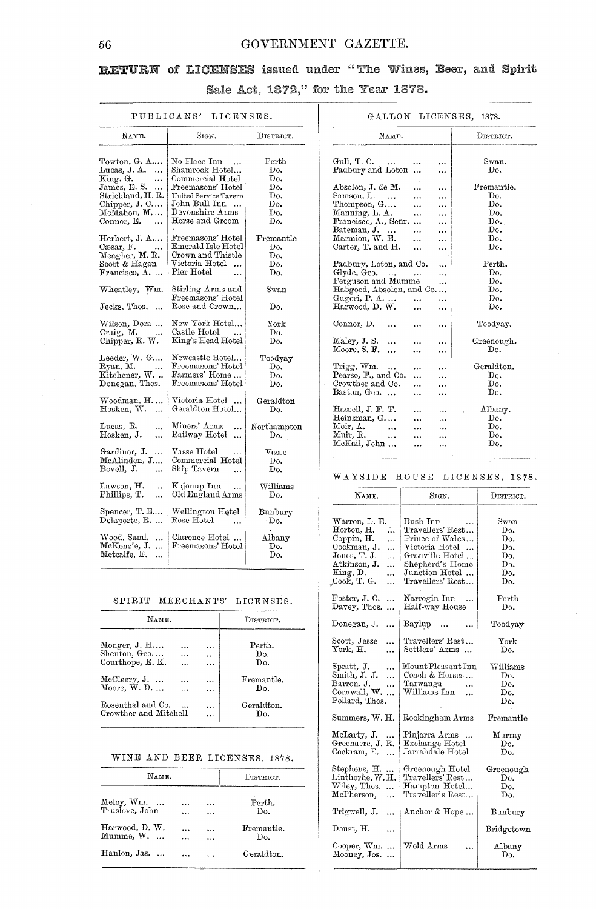# RETURN of LICENSES issued under "The Wines, Beer, and Spirit Sale Act, 1872," for the Year 1878.

## PUBLICANS' LICENSES.

| Name. | Sign. | District. |
|---|---|---|
| Towton, G. A.... | No Place Inn ... | Perth |
| Lucas, J. A. ... | Shamrock Hotel... | Do. |
| King, G. ... | Commercial Hotel | Do. |
| James, E. S. ... | Freemasons' Hotel | Do. |
| Strickland, H. R. | United Service Tavern | Do. |
| Chipper, J. C.... | John Bull Inn ... | Do. |
| McMahon, M.... | Devonshire Arms | Do. |
| Connor, E. ... | Horse and Groom | Do. |
| Herbert, J. A.... | Freemasons' Hotel | Fremantle |
| Cæsar, F. ... | Emerald Isle Hotel | Do. |
| Meagher, M. R. | Crown and Thistle | Do. |
| Scott & Hagan | Victoria Hotel ... | Do. |
| Francisco, A. ... | Pier Hotel ... | Do. |
| Wheatley, Wm. | Stirling Arms and Freemasons' Hotel | Swan |
| Jecks, Thos. ... | Rose and Crown... | Do. |
| Wilson, Dora ... | New York Hotel... | York |
| Craig, M. ... | Castle Hotel ... | Do. |
| Chipper, R. W. | King's Head Hotel | Do. |
| Leeder, W. G.... | Newcastle Hotel... | Toodyay |
| Ryan, M. ... | Freemasons' Hotel | Do. |
| Kitchener, W. .. | Farmers' Home ... | Do. |
| Donegan, Thos. | Freemasons' Hotel | Do. |
| Woodman, H.... | Victoria Hotel ... | Geraldton |
| Hosken, W. ... | Geraldton Hotel... | Do. |
| Lucas, R. ... | Miners' Arms ... | Northampton |
| Hosken, J. ... | Railway Hotel ... | Do. |
| Gardiner, J. ... | Vasse Hotel ... | Vasse |
| McAlinden, J.... | Commercial Hotel | Do. |
| Bovell, J. ... | Ship Tavern ... | Do. |
| Lawson, H. ... | Kojonup Inn ... | Williams |
| Phillips, T. ... | Old England Arms | Do. |
| Spencer, T. E.... | Wellington Hotel | Bunbury |
| Delaporte, R. ... | Rose Hotel ... | Do. |
| Wood, Saml. ... | Clarence Hotel ... | Albany |
| McKenzie, J. ... | Freemasons' Hotel | Do. |
| Metcalfe, E. ... | | Do. |

## SPIRIT MERCHANTS' LICENSES.

| Name. | District. |
|---|---|
| Monger, J. H.... ... ... | Perth. |
| Shenton, Geo.... ... ... | Do. |
| Courthope, E. K. ... ... | Do. |
| McCleery, J. ... ... ... | Fremantle. |
| Moore, W. D. ... ... ... | Do. |
| Rosenthal and Co. ... ... | Geraldton. |
| Crowther and Mitchell ... | Do. |

## WINE AND BEER LICENSES, 1878.

| Name. | District. |
|---|---|
| Meloy, Wm. ... ... ... | Perth. |
| Truslove, John ... ... | Do. |
| Harwood, D. W. ... ... | Fremantle. |
| Mumme, W. ... ... ... | Do. |
| Hanlon, Jas. ... ... ... | Geraldton. |

## GALLON LICENSES, 1878.

| Name. | District. |
|---|---|
| Gull, T. C. ... ... ... | Swan. |
| Padbury and Loton ... ... | Do. |
| Absolon, J. de M. ... ... | Fremantle. |
| Samson, L. ... ... ... | Do. |
| Thompson, G.... ... ... | Do. |
| Manning, L. A. ... ... | Do. |
| Francisco, A., Senr. ... | Do. |
| Bateman, J. ... ... ... | Do. |
| Marmion, W. E. ... ... | Do. |
| Carter, T. and H. ... ... | Do. |
| Padbury, Loton, and Co. ... | Perth. |
| Glyde, Geo. ... ... ... | Do. |
| Ferguson and Mumme ... | Do. |
| Habgood, Absolon, and Co.... | Do. |
| Gugeri, P. A. ... ... ... | Do. |
| Harwood, D. W. ... ... | Do. |
| Connor, D. ... ... ... | Toodyay. |
| Maley, J. S. ... ... ... | Greenough. |
| Moore, S. F. ... ... ... | Do. |
| Trigg, Wm. ... ... ... | Geraldton. |
| Pearse, F., and Co. ... ... | Do. |
| Crowther and Co. ... ... | Do. |
| Baston, Geo. ... ... ... | Do. |
| Hassell, J. F. T. ... ... | Albany. |
| Heinzman, G.... ... ... | Do. |
| Moir, A. ... ... ... | Do. |
| Muir, R. ... ... ... | Do. |
| McKail, John ... ... ... | Do. |

## WAYSIDE HOUSE LICENSES, 1878.

| Name. | Sign. | District. |
|---|---|---|
| Warren, L. E. | Bush Inn ... | Swan |
| Horton, H. ... | Travellers' Rest... | Do. |
| Coppin, H. ... | Prince of Wales... | Do. |
| Cockman, J. ... | Victoria Hotel ... | Do. |
| Jones, T. J. ... | Granville Hotel ... | Do. |
| Atkinson, J. ... | Shepherd's Home | Do. |
| King, D. ... | Junction Hotel ... | Do. |
| Cook, T. G. ... | Travellers' Rest... | Do. |
| Foster, J. C. ... | Narrogin Inn ... | Perth |
| Davey, Thos. ... | Half-way House | Do. |
| Donegan, J. ... | Baylup ... ... | Toodyay |
| Scott, Jesse ... | Travellers' Rest... | York |
| York, H. ... | Settlers' Arms ... | Do. |
| Spratt, J. ... | Mount Pleasant Inn | Williams |
| Smith, J. J. ... | Coach & Horses ... | Do. |
| Barron, J. ... | Tarwanga ... | Do. |
| Cornwall, W. ... | Williams Inn ... | Do. |
| Pollard, Thos. | | Do. |
| Summers, W. H. | Rockingham Arms | Fremantle |
| McLarty, J. ... | Pinjarra Arms ... | Murray |
| Greenacre, J. R. | Exchange Hotel | Do. |
| Cockram, E. ... | Jarrahdale Hotel | Do. |
| Stephens, H. ... | Greenough Hotel | Greenough |
| Linthorne, W. H. | Travellers' Rest... | Do. |
| Wiley, Thos. ... | Hampton Hotel... | Do. |
| McPherson, ... | Traveller's Rest... | Do. |
| Trigwell, J. ... | Anchor & Hope ... | Bunbury |
| Doust, H. ... | | Bridgetown |
| Cooper, Wm. ... | Weld Arms ... | Albany |
| Mooney, Jos. ... | | Do. |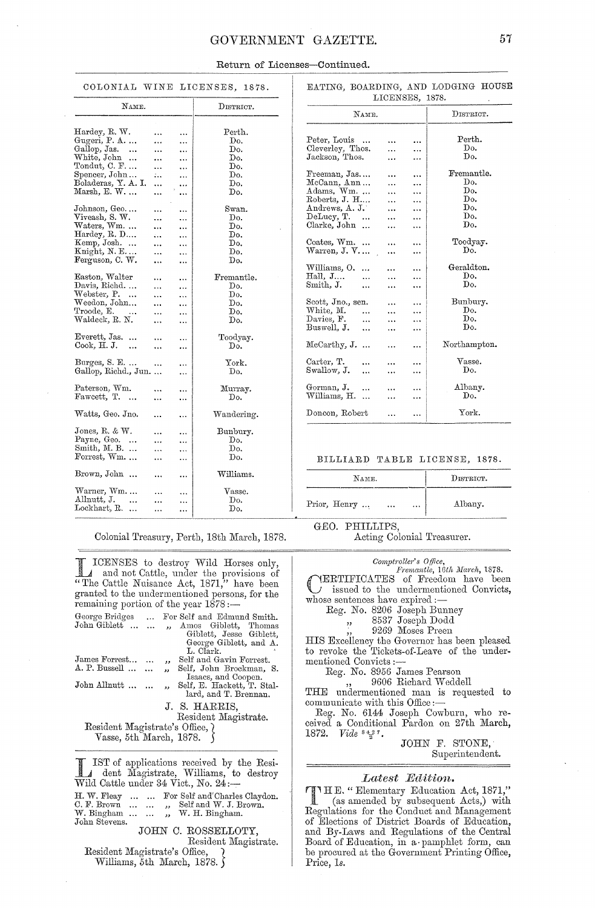Return of Licenses—Continued.

## COLONIAL WINE LICENSES, 1878.

| Name. | District. |
|---|---|
| Hardey, R. W. ... ... | Perth. |
| Gugeri, P. A. ... ... | Do. |
| Gallop, Jas. ... ... | Do. |
| White, John ... ... | Do. |
| Tondut, C. F. ... ... | Do. |
| Spencer, John ... ... | Do. |
| Boladeras, Y. A. I. ... | Do. |
| Marsh, E. W. ... ... | Do. |
| Johnson, Geo. ... ... | Swan. |
| Viveash, S. W. ... ... | Do. |
| Waters, Wm. ... ... | Do. |
| Hardey, R. D. ... ... | Do. |
| Kemp, Josh. ... ... | Do. |
| Knight, N. E. ... ... | Do. |
| Ferguson, C. W. ... ... | Do. |
| Easton, Walter ... ... | Fremantle. |
| Davis, Richd. ... ... | Do. |
| Webster, P. ... ... | Do. |
| Weedon, John ... ... | Do. |
| Troode, E. ... ... | Do. |
| Waldeck, R. N. ... ... | Do. |
| Everett, Jas. ... ... | Toodyay. |
| Cook, H. J. ... ... | Do. |
| Burges, S. E. ... ... | York. |
| Gallop, Richd., Jun. ... | Do. |
| Paterson, Wm. ... ... | Murray. |
| Fawcett, T. ... ... | Do. |
| Watts, Geo. Jno. ... ... | Wandering. |
| Jones, R. & W. ... ... | Bunbury. |
| Payne, Geo. ... ... | Do. |
| Smith, M. B. ... ... | Do. |
| Forrest, Wm. ... ... | Do. |
| Brown, John ... ... | Williams. |
| Warner, Wm. ... ... | Vasse. |
| Allnutt, J. ... ... | Do. |
| Lockhart, R. ... ... | Do. |

## EATING, BOARDING, AND LODGING HOUSE LICENSES, 1878.

| Name. | District. |
|---|---|
| Peter, Louis ... ... ... | Perth. |
| Cleverley, Thos. ... ... | Do. |
| Jackson, Thos. ... ... | Do. |
| Freeman, Jas. ... ... ... | Fremantle. |
| McCann, Ann ... ... ... | Do. |
| Adams, Wm. ... ... ... | Do. |
| Roberts, J. H. ... ... ... | Do. |
| Andrews, A. J. ... ... ... | Do. |
| DeLucy, T. ... ... ... | Do. |
| Clarke, John ... ... ... | Do. |
| Coates, Wm. ... ... ... | Toodyay. |
| Warren, J. V. ... ... ... | Do. |
| Williams, O. ... ... ... | Geraldton. |
| Hall, J. ... ... ... | Do. |
| Smith, J. ... ... ... | Do. |
| Scott, Jno., sen. ... ... | Bunbury. |
| White, M. ... ... ... | Do. |
| Davies, F. ... ... ... | Do. |
| Buswell, J. ... ... ... | Do. |
| McCarthy, J. ... ... ... | Northampton. |
| Carter, T. ... ... ... | Vasse. |
| Swallow, J. ... ... ... | Do. |
| Gorman, J. ... ... ... | Albany. |
| Williams, H. ... ... ... | Do. |
| Doncon, Robert ... ... | York. |

## BILLIARD TABLE LICENSE, 1878.

| Name. | District. |
|---|---|
| Prior, Henry ... ... ... | Albany. |

Colonial Treasury, Perth, 18th March, 1878.

GEO. PHILLIPS,
Acting Colonial Treasurer.

---

LICENSES to destroy Wild Horses only, and not Cattle, under the provisions of "The Cattle Nuisance Act, 1871," have been granted to the undermentioned persons, for the remaining portion of the year 1878:—

George Bridges ... For Self and Edmund Smith.
John Giblett ... ... ,, Amos Giblett, Thomas Giblett, Jesse Giblett, George Giblett, and A. L. Clark.
James Forrest ... ... ,, Self and Gavin Forrest.
A. P. Bussell ... ... ,, Self, John Brockman, S. Isaacs, and Coopen.
John Allnutt ... ... ,, Self, E. Hackett, T. Stallard, and T. Brennan.

J. S. HARRIS,
Resident Magistrate.

Resident Magistrate's Office, Vasse, 5th March, 1878.

---

LIST of applications received by the Resident Magistrate, Williams, to destroy Wild Cattle under 34 Vict., No. 24:—

H. W. Fleay ... ... For Self and Charles Claydon.
C. F. Brown ... ... ,, Self and W. J. Brown.
W. Bingham ... ... ,, W. H. Bingham.
John Stevens.

JOHN C. ROSSELLOTY,
Resident Magistrate.

Resident Magistrate's Office, Williams, 5th March, 1878.

---

*Comptroller's Office,*
*Fremantle, 16th March, 1878.*

CERTIFICATES of Freedom have been issued to the undermentioned Convicts, whose sentences have expired:—

Reg. No. 8206 Joseph Bunney
,, 8537 Joseph Dodd
,, 9269 Moses Preen

HIS Excellency the Governor has been pleased to revoke the Tickets-of-Leave of the undermentioned Convicts:—

Reg. No. 8956 James Pearson
,, 9606 Richard Weddell

THE undermentioned man is requested to communicate with this Office:—

Reg. No. 6144 Joseph Cowburn, who received a Conditional Pardon on 27th March, 1872. *Vide* 8427.

JOHN F. STONE,
Superintendent.

---

## *Latest Edition.*

THE "Elementary Education Act, 1871," (as amended by subsequent Acts,) with Regulations for the Conduct and Management of Elections of District Boards of Education, and By-Laws and Regulations of the Central Board of Education, in a pamphlet form, can be procured at the Government Printing Office, Price, 1s.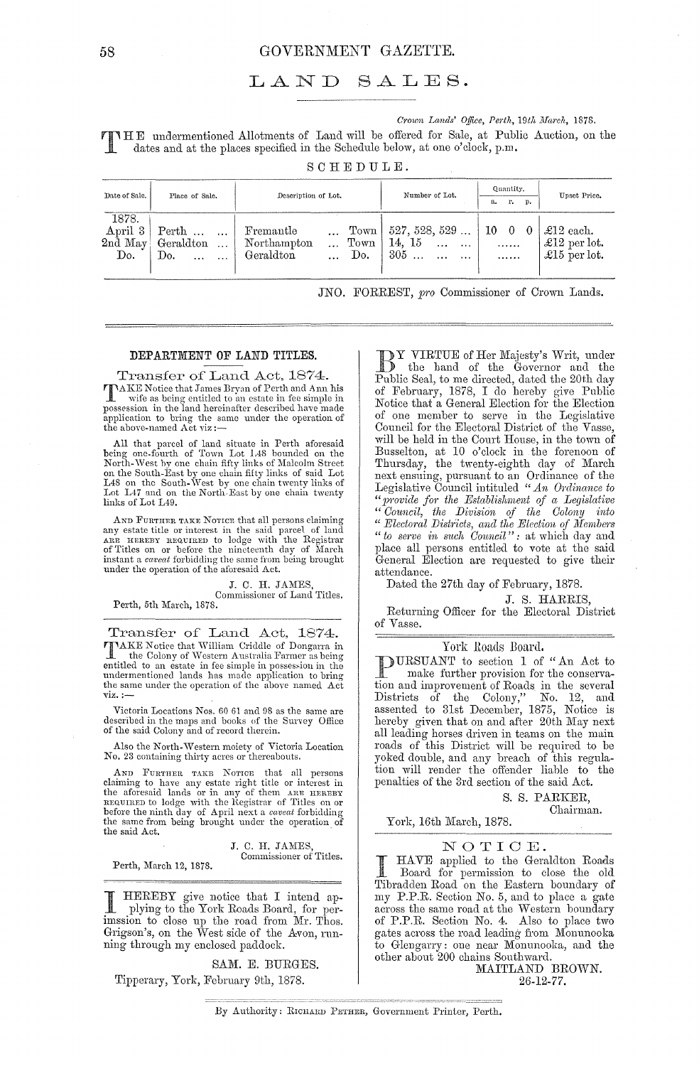# LAND SALES.

*Crown Lands' Office, Perth, 19th March, 1878.*

THE undermentioned Allotments of Land will be offered for Sale, at Public Auction, on the dates and at the places specified in the Schedule below, at one o'clock, p.m.

SCHEDULE.

| Date of Sale. | Place of Sale. | Description of Lot. | Number of Lot. | Quantity. a. r. p. | Upset Price. |
|---|---|---|---|---|---|
| 1878. April 3 | Perth ... ... | Fremantle ... Town | 527, 528, 529 ... | 10 0 0 | £12 each. |
| 2nd May | Geraldton ... | Northampton ... Town | 14, 15 ... ... | ...... | £12 per lot. |
| Do. | Do. ... ... | Geraldton ... Do. | 305 ... ... ... | ...... | £15 per lot. |

JNO. FORREST, *pro* Commissioner of Crown Lands.

---

## DEPARTMENT OF LAND TITLES.

### Transfer of Land Act, 1874.

TAKE Notice that James Bryan of Perth and Ann his wife as being entitled to an estate in fee simple in possession in the land hereinafter described have made application to bring the same under the operation of the above-named Act viz:—

All that parcel of land situate in Perth aforesaid being one-fourth of Town Lot L48 bounded on the North-West by one chain fifty links of Malcolm Street on the South-East by one chain fifty links of said Lot L48 on the South-West by one chain twenty links of Lot L47 and on the North-East by one chain twenty links of Lot L49.

AND FURTHER TAKE NOTICE that all persons claiming any estate title or interest in the said parcel of land ARE HEREBY REQUIRED to lodge with the Registrar of Titles on or before the nineteenth day of March instant a *caveat* forbidding the same from being brought under the operation of the aforesaid Act.

J. C. H. JAMES,
Commissioner of Land Titles.

Perth, 5th March, 1878.

---

### Transfer of Land Act, 1874.

TAKE Notice that William Criddle of Dongarra in the Colony of Western Australia Farmer as being entitled to an estate in fee simple in possession in the undermentioned lands has made application to bring the same under the operation of the above named Act viz.:—

Victoria Locations Nos. 60 61 and 98 as the same are described in the maps and books of the Survey Office of the said Colony and of record therein.

Also the North-Western moiety of Victoria Location No. 23 containing thirty acres or thereabouts.

AND FURTHER TAKE NOTICE that all persons claiming to have any estate right title or interest in the aforesaid lands or in any of them ARE HEREBY REQUIRED to lodge with the Registrar of Titles on or before the ninth day of April next a *caveat* forbidding the same from being brought under the operation of the said Act.

J. C. H. JAMES,
Commissioner of Titles.

Perth, March 12, 1878.

---

I HEREBY give notice that I intend applying to the York Roads Board, for permission to close up the road from Mr. Thos. Grigson's, on the West side of the Avon, running through my enclosed paddock.

SAM. E. BURGES.

Tipperary, York, February 9th, 1878.

---

BY VIRTUE of Her Majesty's Writ, under the hand of the Governor and the Public Seal, to me directed, dated the 20th day of February, 1878, I do hereby give Public Notice that a General Election for the Election of one member to serve in the Legislative Council for the Electoral District of the Vasse, will be held in the Court House, in the town of Busselton, at 10 o'clock in the forenoon of Thursday, the twenty-eighth day of March next ensuing, pursuant to an Ordinance of the Legislative Council intituled "*An Ordinance to "provide for the Establishment of a Legislative "Council, the Division of the Colony into "Electoral Districts, and the Election of Members "to serve in such Council*": at which day and place all persons entitled to vote at the said General Election are requested to give their attendance.

Dated the 27th day of February, 1878.

J. S. HARRIS,
Returning Officer for the Electoral District of Vasse.

---

### York Roads Board.

PURSUANT to section 1 of "An Act to make further provision for the conservation and improvement of Roads in the several Districts of the Colony," No. 12, and assented to 31st December, 1875, Notice is hereby given that on and after 20th May next all leading horses driven in teams on the main roads of this District will be required to be yoked double, and any breach of this regulation will render the offender liable to the penalties of the 3rd section of the said Act.

S. S. PARKER,
Chairman.

York, 16th March, 1878.

---

### NOTICE.

I HAVE applied to the Geraldton Roads Board for permission to close the old Tibradden Road on the Eastern boundary of my P.P.R. Section No. 5, and to place a gate across the same road at the Western boundary of P.P.R. Section No. 4. Also to place two gates across the road leading from Monunooka to Glengarry: one near Monunooka, and the other about 200 chains Southward.

MAITLAND BROWN.
26-12-77.

---

By Authority: RICHARD PETHER, Government Printer, Perth.